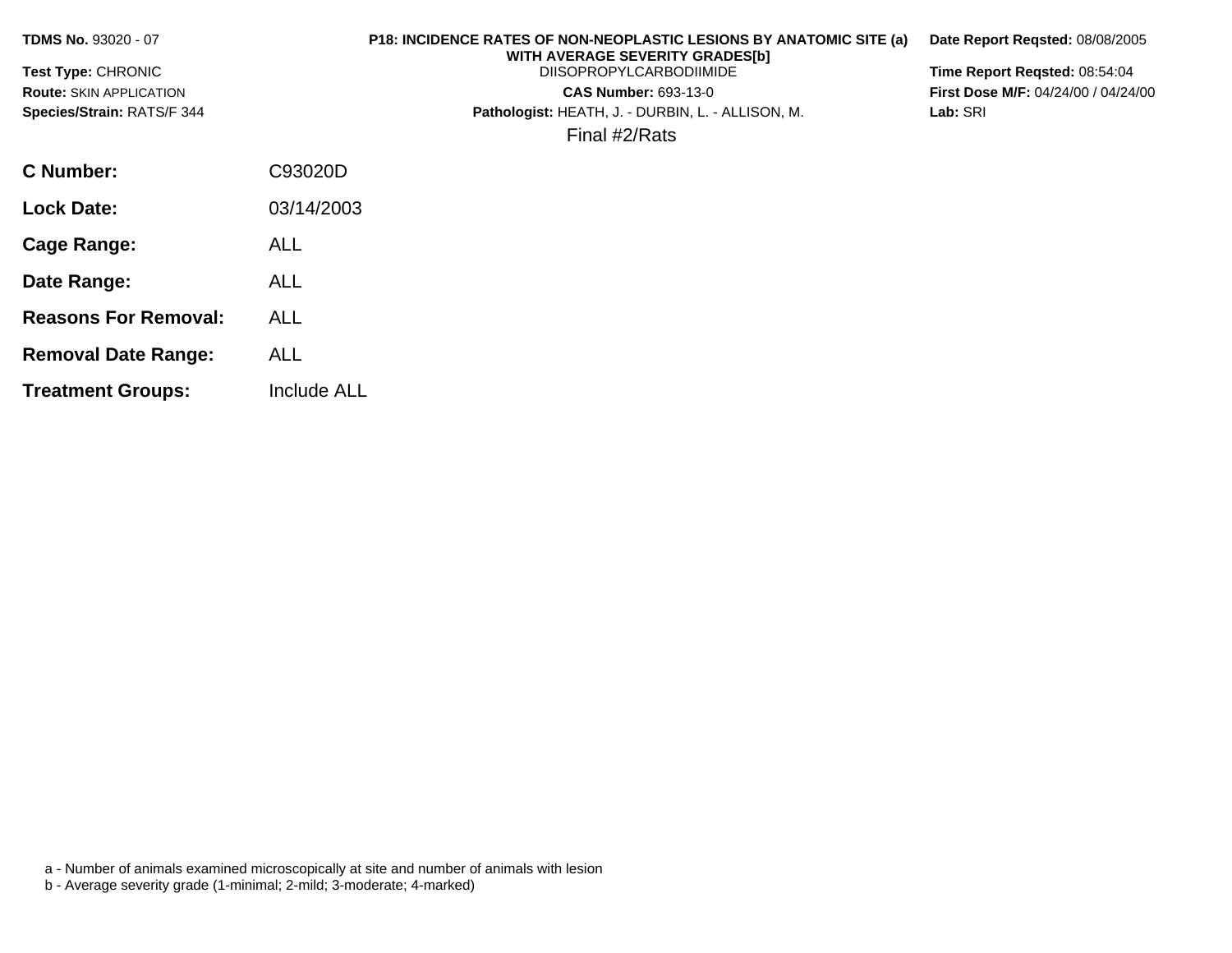**TDMS No.** 93020 - 07

**Test Type:** CHRONIC

**Route:** SKIN APPLICATION

**Species/Strain:** RATS/F 344

**P18: INCIDENCE RATES OF NON-NEOPLASTIC LESIONS BY ANATOMIC SITE (a) WITH AVERAGE SEVERITY GRADES[b]**

DIISOPROPYLCARBODIIMIDE

**CAS Number:** 693-13-0

**Pathologist:** HEATH, J. - DURBIN, L. - ALLISON, M.

Final #2/Rats

**Date Report Reqsted:** 08/08/2005

**Time Report Reqsted:** 08:54:04

**First Dose M/F:** 04/24/00 / 04/24/00

**Lab:** SRI

| | |
|---|---|
| **C Number:** | C93020D |
| **Lock Date:** | 03/14/2003 |
| **Cage Range:** | ALL |
| **Date Range:** | ALL |
| **Reasons For Removal:** | ALL |
| **Removal Date Range:** | ALL |
| **Treatment Groups:** | Include ALL |

a - Number of animals examined microscopically at site and number of animals with lesion

b - Average severity grade (1-minimal; 2-mild; 3-moderate; 4-marked)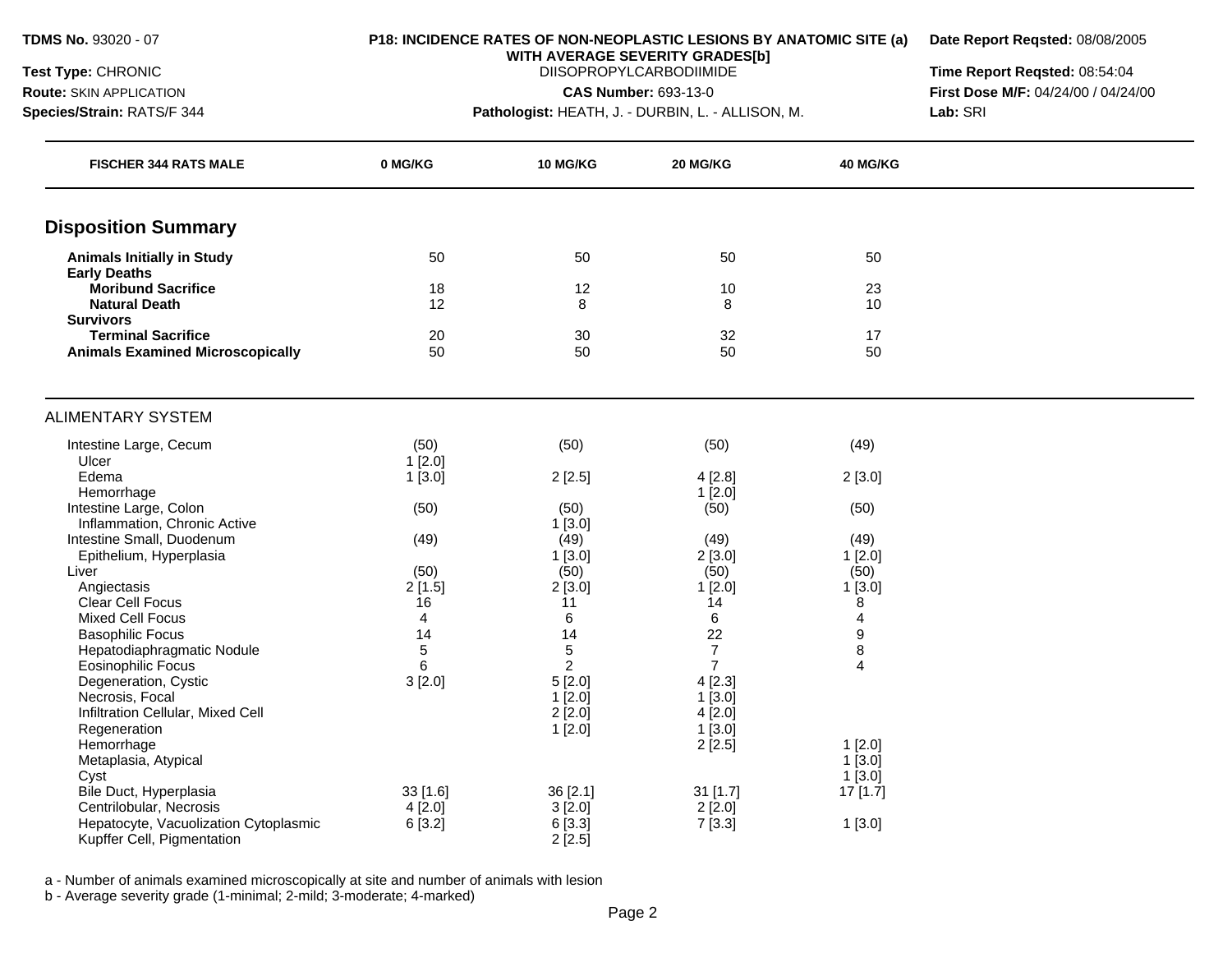**TDMS No.** 93020 - 07
**Test Type:** CHRONIC
**Route:** SKIN APPLICATION
**Species/Strain:** RATS/F 344

**P18: INCIDENCE RATES OF NON-NEOPLASTIC LESIONS BY ANATOMIC SITE (a) WITH AVERAGE SEVERITY GRADES[b]**
DIISOPROPYLCARBODIIMIDE
**CAS Number:** 693-13-0
**Pathologist:** HEATH, J. - DURBIN, L. - ALLISON, M.

**Date Report Reqsted:** 08/08/2005
**Time Report Reqsted:** 08:54:04
**First Dose M/F:** 04/24/00 / 04/24/00
**Lab:** SRI

| FISCHER 344 RATS MALE | 0 MG/KG | 10 MG/KG | 20 MG/KG | 40 MG/KG |
|---|---|---|---|---|
| **Disposition Summary** | | | | |
| **Animals Initially in Study** | 50 | 50 | 50 | 50 |
| **Early Deaths** | | | | |
| **Moribund Sacrifice** | 18 | 12 | 10 | 23 |
| **Natural Death** | 12 | 8 | 8 | 10 |
| **Survivors** | | | | |
| **Terminal Sacrifice** | 20 | 30 | 32 | 17 |
| **Animals Examined Microscopically** | 50 | 50 | 50 | 50 |
| ALIMENTARY SYSTEM | | | | |
| Intestine Large, Cecum | (50) | (50) | (50) | (49) |
| Ulcer | 1 [2.0] | | | |
| Edema | 1 [3.0] | 2 [2.5] | 4 [2.8] | 2 [3.0] |
| Hemorrhage | | | 1 [2.0] | |
| Intestine Large, Colon | (50) | (50) | (50) | (50) |
| Inflammation, Chronic Active | | 1 [3.0] | | |
| Intestine Small, Duodenum | (49) | (49) | (49) | (49) |
| Epithelium, Hyperplasia | | 1 [3.0] | 2 [3.0] | 1 [2.0] |
| Liver | (50) | (50) | (50) | (50) |
| Angiectasis | 2 [1.5] | 2 [3.0] | 1 [2.0] | 1 [3.0] |
| Clear Cell Focus | 16 | 11 | 14 | 8 |
| Mixed Cell Focus | 4 | 6 | 6 | 4 |
| Basophilic Focus | 14 | 14 | 22 | 9 |
| Hepatodiaphragmatic Nodule | 5 | 5 | 7 | 8 |
| Eosinophilic Focus | 6 | 2 | 7 | 4 |
| Degeneration, Cystic | 3 [2.0] | 5 [2.0] | 4 [2.3] | |
| Necrosis, Focal | | 1 [2.0] | 1 [3.0] | |
| Infiltration Cellular, Mixed Cell | | 2 [2.0] | 4 [2.0] | |
| Regeneration | | 1 [2.0] | 1 [3.0] | |
| Hemorrhage | | | 2 [2.5] | 1 [2.0] |
| Metaplasia, Atypical | | | | 1 [3.0] |
| Cyst | | | | 1 [3.0] |
| Bile Duct, Hyperplasia | 33 [1.6] | 36 [2.1] | 31 [1.7] | 17 [1.7] |
| Centrilobular, Necrosis | 4 [2.0] | 3 [2.0] | 2 [2.0] | |
| Hepatocyte, Vacuolization Cytoplasmic | 6 [3.2] | 6 [3.3] | 7 [3.3] | 1 [3.0] |
| Kupffer Cell, Pigmentation | | 2 [2.5] | | |

a - Number of animals examined microscopically at site and number of animals with lesion
b - Average severity grade (1-minimal; 2-mild; 3-moderate; 4-marked)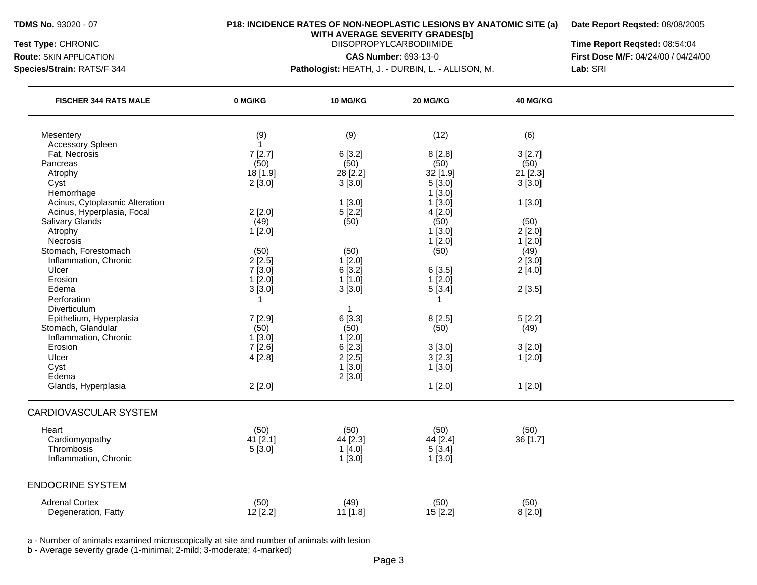**TDMS No.** 93020 - 07

**Test Type:** CHRONIC

**Route:** SKIN APPLICATION

**Species/Strain:** RATS/F 344

**P18: INCIDENCE RATES OF NON-NEOPLASTIC LESIONS BY ANATOMIC SITE (a) WITH AVERAGE SEVERITY GRADES[b]**

DIISOPROPYLCARBODIIMIDE

**CAS Number:** 693-13-0

**Pathologist:** HEATH, J. - DURBIN, L. - ALLISON, M.

**Date Report Reqsted:** 08/08/2005

**Time Report Reqsted:** 08:54:04

**First Dose M/F:** 04/24/00 / 04/24/00

**Lab:** SRI

| FISCHER 344 RATS MALE | 0 MG/KG | 10 MG/KG | 20 MG/KG | 40 MG/KG |
|---|---|---|---|---|
| Mesentery | (9) | (9) | (12) | (6) |
| Accessory Spleen | 1 | | | |
| Fat, Necrosis | 7 [2.7] | 6 [3.2] | 8 [2.8] | 3 [2.7] |
| Pancreas | (50) | (50) | (50) | (50) |
| Atrophy | 18 [1.9] | 28 [2.2] | 32 [1.9] | 21 [2.3] |
| Cyst | 2 [3.0] | 3 [3.0] | 5 [3.0] | 3 [3.0] |
| Hemorrhage | | | 1 [3.0] | |
| Acinus, Cytoplasmic Alteration | | 1 [3.0] | 1 [3.0] | 1 [3.0] |
| Acinus, Hyperplasia, Focal | 2 [2.0] | 5 [2.2] | 4 [2.0] | |
| Salivary Glands | (49) | (50) | (50) | (50) |
| Atrophy | 1 [2.0] | | 1 [3.0] | 2 [2.0] |
| Necrosis | | | 1 [2.0] | 1 [2.0] |
| Stomach, Forestomach | (50) | (50) | (50) | (49) |
| Inflammation, Chronic | 2 [2.5] | 1 [2.0] | | 2 [3.0] |
| Ulcer | 7 [3.0] | 6 [3.2] | 6 [3.5] | 2 [4.0] |
| Erosion | 1 [2.0] | 1 [1.0] | 1 [2.0] | |
| Edema | 3 [3.0] | 3 [3.0] | 5 [3.4] | 2 [3.5] |
| Perforation | 1 | | 1 | |
| Diverticulum | | 1 | | |
| Epithelium, Hyperplasia | 7 [2.9] | 6 [3.3] | 8 [2.5] | 5 [2.2] |
| Stomach, Glandular | (50) | (50) | (50) | (49) |
| Inflammation, Chronic | 1 [3.0] | 1 [2.0] | | |
| Erosion | 7 [2.6] | 6 [2.3] | 3 [3.0] | 3 [2.0] |
| Ulcer | 4 [2.8] | 2 [2.5] | 3 [2.3] | 1 [2.0] |
| Cyst | | 1 [3.0] | 1 [3.0] | |
| Edema | | 2 [3.0] | | |
| Glands, Hyperplasia | 2 [2.0] | | 1 [2.0] | 1 [2.0] |
| **CARDIOVASCULAR SYSTEM** | | | | |
| Heart | (50) | (50) | (50) | (50) |
| Cardiomyopathy | 41 [2.1] | 44 [2.3] | 44 [2.4] | 36 [1.7] |
| Thrombosis | 5 [3.0] | 1 [4.0] | 5 [3.4] | |
| Inflammation, Chronic | | 1 [3.0] | 1 [3.0] | |
| **ENDOCRINE SYSTEM** | | | | |
| Adrenal Cortex | (50) | (49) | (50) | (50) |
| Degeneration, Fatty | 12 [2.2] | 11 [1.8] | 15 [2.2] | 8 [2.0] |

a - Number of animals examined microscopically at site and number of animals with lesion

b - Average severity grade (1-minimal; 2-mild; 3-moderate; 4-marked)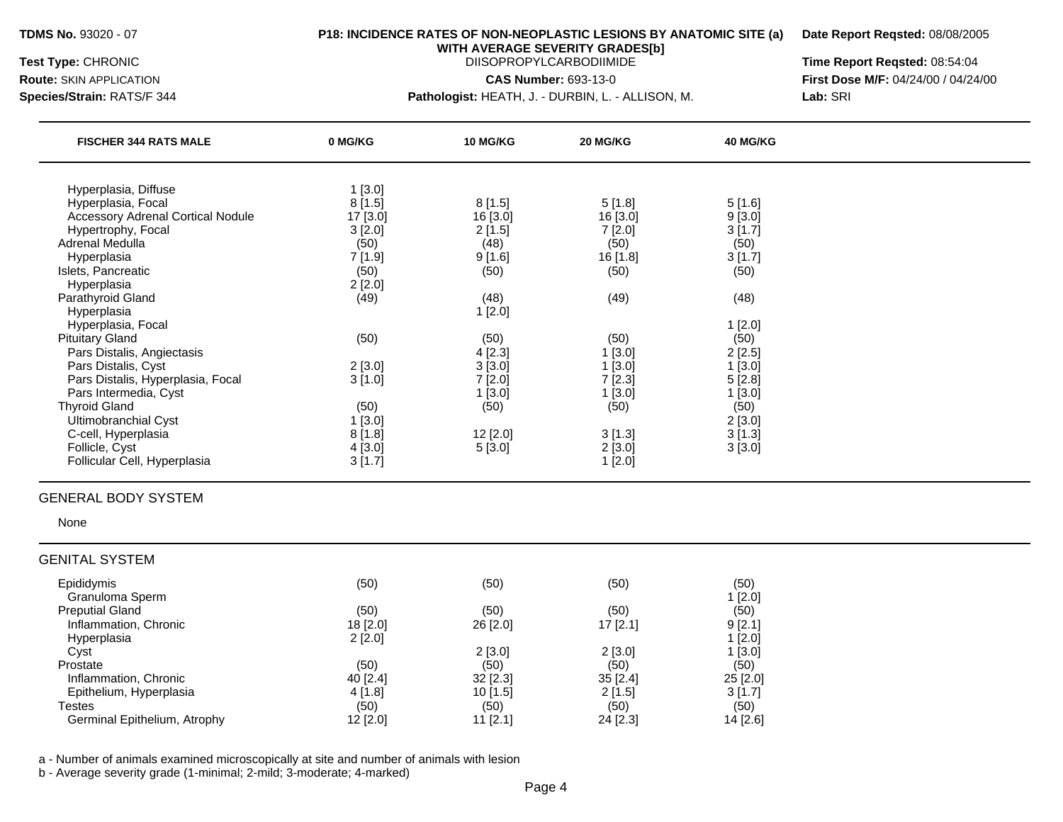**TDMS No.** 93020 - 07
**Test Type:** CHRONIC
**Route:** SKIN APPLICATION
**Species/Strain:** RATS/F 344

**P18: INCIDENCE RATES OF NON-NEOPLASTIC LESIONS BY ANATOMIC SITE (a) WITH AVERAGE SEVERITY GRADES[b]**
DIISOPROPYLCARBODIIMIDE
**CAS Number:** 693-13-0
**Pathologist:** HEATH, J. - DURBIN, L. - ALLISON, M.

**Date Report Reqsted:** 08/08/2005
**Time Report Reqsted:** 08:54:04
**First Dose M/F:** 04/24/00 / 04/24/00
**Lab:** SRI

| FISCHER 344 RATS MALE | 0 MG/KG | 10 MG/KG | 20 MG/KG | 40 MG/KG |
|---|---|---|---|---|
| Hyperplasia, Diffuse | 1 [3.0] | | | |
| Hyperplasia, Focal | 8 [1.5] | 8 [1.5] | 5 [1.8] | 5 [1.6] |
| Accessory Adrenal Cortical Nodule | 17 [3.0] | 16 [3.0] | 16 [3.0] | 9 [3.0] |
| Hypertrophy, Focal | 3 [2.0] | 2 [1.5] | 7 [2.0] | 3 [1.7] |
| Adrenal Medulla | (50) | (48) | (50) | (50) |
| Hyperplasia | 7 [1.9] | 9 [1.6] | 16 [1.8] | 3 [1.7] |
| Islets, Pancreatic | (50) | (50) | (50) | (50) |
| Hyperplasia | 2 [2.0] | | | |
| Parathyroid Gland | (49) | (48) | (49) | (48) |
| Hyperplasia | | 1 [2.0] | | |
| Hyperplasia, Focal | | | | 1 [2.0] |
| Pituitary Gland | (50) | (50) | (50) | (50) |
| Pars Distalis, Angiectasis | | 4 [2.3] | 1 [3.0] | 2 [2.5] |
| Pars Distalis, Cyst | 2 [3.0] | 3 [3.0] | 1 [3.0] | 1 [3.0] |
| Pars Distalis, Hyperplasia, Focal | 3 [1.0] | 7 [2.0] | 7 [2.3] | 5 [2.8] |
| Pars Intermedia, Cyst | | 1 [3.0] | 1 [3.0] | 1 [3.0] |
| Thyroid Gland | (50) | (50) | (50) | (50) |
| Ultimobranchial Cyst | 1 [3.0] | | | 2 [3.0] |
| C-cell, Hyperplasia | 8 [1.8] | 12 [2.0] | 3 [1.3] | 3 [1.3] |
| Follicle, Cyst | 4 [3.0] | 5 [3.0] | 2 [3.0] | 3 [3.0] |
| Follicular Cell, Hyperplasia | 3 [1.7] | | 1 [2.0] | |

GENERAL BODY SYSTEM

None

GENITAL SYSTEM

| FISCHER 344 RATS MALE | 0 MG/KG | 10 MG/KG | 20 MG/KG | 40 MG/KG |
|---|---|---|---|---|
| Epididymis | (50) | (50) | (50) | (50) |
| Granuloma Sperm | | | | 1 [2.0] |
| Preputial Gland | (50) | (50) | (50) | (50) |
| Inflammation, Chronic | 18 [2.0] | 26 [2.0] | 17 [2.1] | 9 [2.1] |
| Hyperplasia | 2 [2.0] | | | 1 [2.0] |
| Cyst | | 2 [3.0] | 2 [3.0] | 1 [3.0] |
| Prostate | (50) | (50) | (50) | (50) |
| Inflammation, Chronic | 40 [2.4] | 32 [2.3] | 35 [2.4] | 25 [2.0] |
| Epithelium, Hyperplasia | 4 [1.8] | 10 [1.5] | 2 [1.5] | 3 [1.7] |
| Testes | (50) | (50) | (50) | (50) |
| Germinal Epithelium, Atrophy | 12 [2.0] | 11 [2.1] | 24 [2.3] | 14 [2.6] |

a - Number of animals examined microscopically at site and number of animals with lesion
b - Average severity grade (1-minimal; 2-mild; 3-moderate; 4-marked)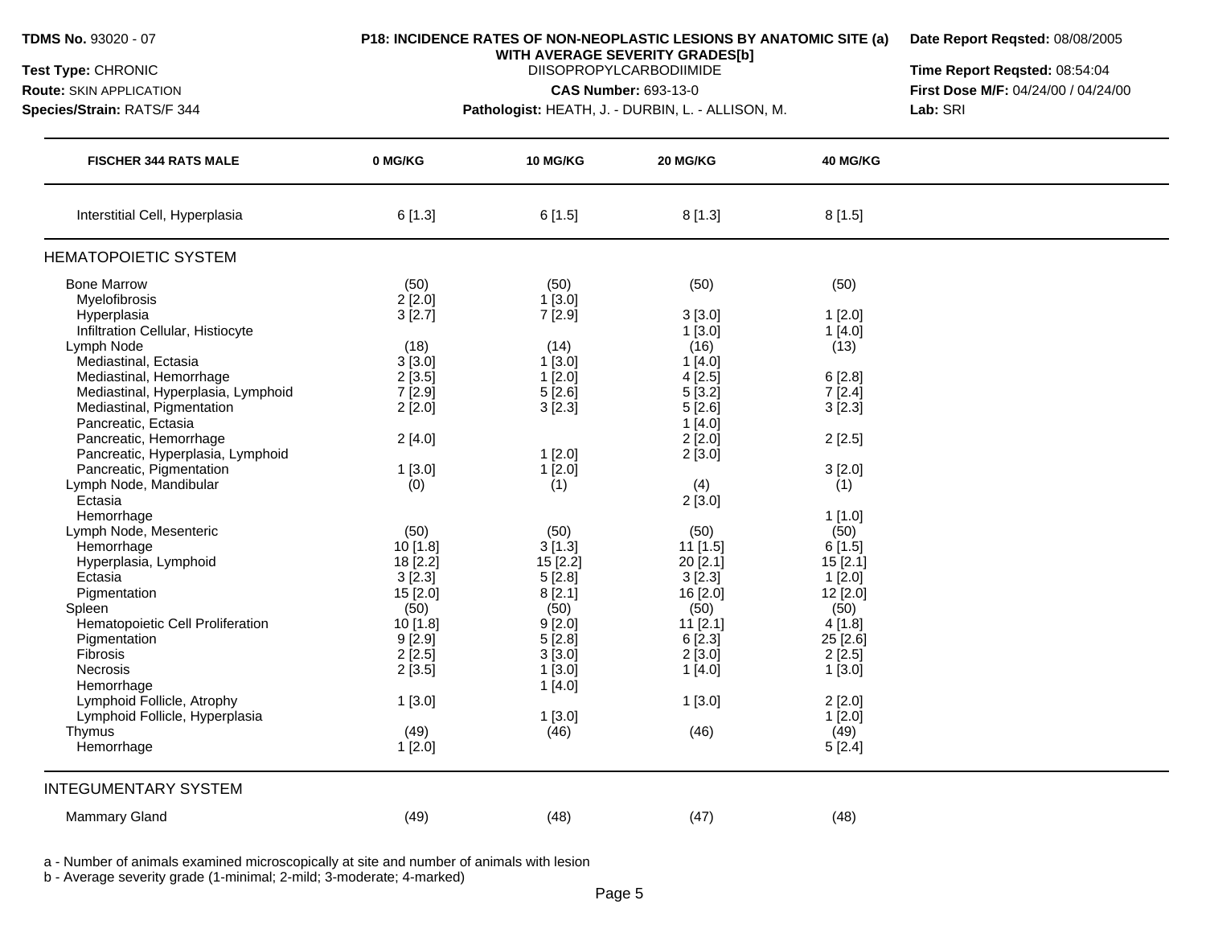**TDMS No.** 93020 - 07
**Test Type:** CHRONIC
**Route:** SKIN APPLICATION
**Species/Strain:** RATS/F 344

**P18: INCIDENCE RATES OF NON-NEOPLASTIC LESIONS BY ANATOMIC SITE (a) WITH AVERAGE SEVERITY GRADES[b]**
DIISOPROPYLCARBODIIMIDE
**CAS Number:** 693-13-0
**Pathologist:** HEATH, J. - DURBIN, L. - ALLISON, M.

**Date Report Reqsted:** 08/08/2005
**Time Report Reqsted:** 08:54:04
**First Dose M/F:** 04/24/00 / 04/24/00
**Lab:** SRI

| FISCHER 344 RATS MALE | 0 MG/KG | 10 MG/KG | 20 MG/KG | 40 MG/KG |
|---|---|---|---|---|
| Interstitial Cell, Hyperplasia | 6 [1.3] | 6 [1.5] | 8 [1.3] | 8 [1.5] |
| **HEMATOPOIETIC SYSTEM** | | | | |
| Bone Marrow | (50) | (50) | (50) | (50) |
| Myelofibrosis | 2 [2.0] | 1 [3.0] | | |
| Hyperplasia | 3 [2.7] | 7 [2.9] | 3 [3.0] | 1 [2.0] |
| Infiltration Cellular, Histiocyte | | | 1 [3.0] | 1 [4.0] |
| Lymph Node | (18) | (14) | (16) | (13) |
| Mediastinal, Ectasia | 3 [3.0] | 1 [3.0] | 1 [4.0] | |
| Mediastinal, Hemorrhage | 2 [3.5] | 1 [2.0] | 4 [2.5] | 6 [2.8] |
| Mediastinal, Hyperplasia, Lymphoid | 7 [2.9] | 5 [2.6] | 5 [3.2] | 7 [2.4] |
| Mediastinal, Pigmentation | 2 [2.0] | 3 [2.3] | 5 [2.6] | 3 [2.3] |
| Pancreatic, Ectasia | | | 1 [4.0] | |
| Pancreatic, Hemorrhage | 2 [4.0] | | 2 [2.0] | 2 [2.5] |
| Pancreatic, Hyperplasia, Lymphoid | | 1 [2.0] | 2 [3.0] | |
| Pancreatic, Pigmentation | 1 [3.0] | 1 [2.0] | | 3 [2.0] |
| Lymph Node, Mandibular | (0) | (1) | (4) | (1) |
| Ectasia | | | 2 [3.0] | |
| Hemorrhage | | | | 1 [1.0] |
| Lymph Node, Mesenteric | (50) | (50) | (50) | (50) |
| Hemorrhage | 10 [1.8] | 3 [1.3] | 11 [1.5] | 6 [1.5] |
| Hyperplasia, Lymphoid | 18 [2.2] | 15 [2.2] | 20 [2.1] | 15 [2.1] |
| Ectasia | 3 [2.3] | 5 [2.8] | 3 [2.3] | 1 [2.0] |
| Pigmentation | 15 [2.0] | 8 [2.1] | 16 [2.0] | 12 [2.0] |
| Spleen | (50) | (50) | (50) | (50) |
| Hematopoietic Cell Proliferation | 10 [1.8] | 9 [2.0] | 11 [2.1] | 4 [1.8] |
| Pigmentation | 9 [2.9] | 5 [2.8] | 6 [2.3] | 25 [2.6] |
| Fibrosis | 2 [2.5] | 3 [3.0] | 2 [3.0] | 2 [2.5] |
| Necrosis | 2 [3.5] | 1 [3.0] | 1 [4.0] | 1 [3.0] |
| Hemorrhage | | 1 [4.0] | | |
| Lymphoid Follicle, Atrophy | 1 [3.0] | | 1 [3.0] | 2 [2.0] |
| Lymphoid Follicle, Hyperplasia | | 1 [3.0] | | 1 [2.0] |
| Thymus | (49) | (46) | (46) | (49) |
| Hemorrhage | 1 [2.0] | | | 5 [2.4] |
| **INTEGUMENTARY SYSTEM** | | | | |
| Mammary Gland | (49) | (48) | (47) | (48) |

a - Number of animals examined microscopically at site and number of animals with lesion
b - Average severity grade (1-minimal; 2-mild; 3-moderate; 4-marked)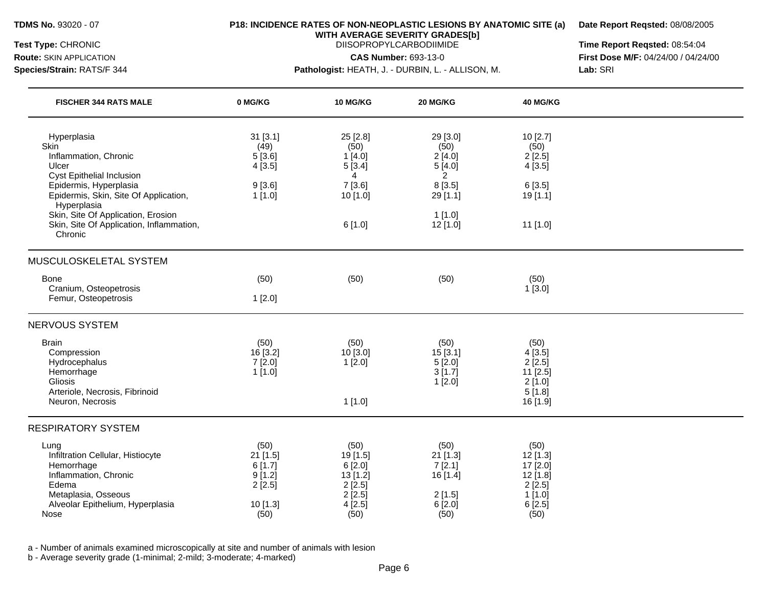**TDMS No.** 93020 - 07
**Test Type:** CHRONIC
**Route:** SKIN APPLICATION
**Species/Strain:** RATS/F 344

**P18: INCIDENCE RATES OF NON-NEOPLASTIC LESIONS BY ANATOMIC SITE (a) WITH AVERAGE SEVERITY GRADES[b]**
DIISOPROPYLCARBODIIMIDE
**CAS Number:** 693-13-0
**Pathologist:** HEATH, J. - DURBIN, L. - ALLISON, M.

**Date Report Reqsted:** 08/08/2005
**Time Report Reqsted:** 08:54:04
**First Dose M/F:** 04/24/00 / 04/24/00
**Lab:** SRI

| FISCHER 344 RATS MALE | 0 MG/KG | 10 MG/KG | 20 MG/KG | 40 MG/KG |
|---|---|---|---|---|
| Hyperplasia | 31 [3.1] | 25 [2.8] | 29 [3.0] | 10 [2.7] |
| Skin | (49) | (50) | (50) | (50) |
| Inflammation, Chronic | 5 [3.6] | 1 [4.0] | 2 [4.0] | 2 [2.5] |
| Ulcer | 4 [3.5] | 5 [3.4] | 5 [4.0] | 4 [3.5] |
| Cyst Epithelial Inclusion | | 4 | 2 | |
| Epidermis, Hyperplasia | 9 [3.6] | 7 [3.6] | 8 [3.5] | 6 [3.5] |
| Epidermis, Skin, Site Of Application, Hyperplasia | 1 [1.0] | 10 [1.0] | 29 [1.1] | 19 [1.1] |
| Skin, Site Of Application, Erosion | | | 1 [1.0] | |
| Skin, Site Of Application, Inflammation, Chronic | | 6 [1.0] | 12 [1.0] | 11 [1.0] |
| **MUSCULOSKELETAL SYSTEM** | | | | |
| Bone | (50) | (50) | (50) | (50) |
| Cranium, Osteopetrosis | | | | 1 [3.0] |
| Femur, Osteopetrosis | 1 [2.0] | | | |
| **NERVOUS SYSTEM** | | | | |
| Brain | (50) | (50) | (50) | (50) |
| Compression | 16 [3.2] | 10 [3.0] | 15 [3.1] | 4 [3.5] |
| Hydrocephalus | 7 [2.0] | 1 [2.0] | 5 [2.0] | 2 [2.5] |
| Hemorrhage | 1 [1.0] | | 3 [1.7] | 11 [2.5] |
| Gliosis | | | 1 [2.0] | 2 [1.0] |
| Arteriole, Necrosis, Fibrinoid | | | | 5 [1.8] |
| Neuron, Necrosis | | 1 [1.0] | | 16 [1.9] |
| **RESPIRATORY SYSTEM** | | | | |
| Lung | (50) | (50) | (50) | (50) |
| Infiltration Cellular, Histiocyte | 21 [1.5] | 19 [1.5] | 21 [1.3] | 12 [1.3] |
| Hemorrhage | 6 [1.7] | 6 [2.0] | 7 [2.1] | 17 [2.0] |
| Inflammation, Chronic | 9 [1.2] | 13 [1.2] | 16 [1.4] | 12 [1.8] |
| Edema | 2 [2.5] | 2 [2.5] | | 2 [2.5] |
| Metaplasia, Osseous | | 2 [2.5] | 2 [1.5] | 1 [1.0] |
| Alveolar Epithelium, Hyperplasia | 10 [1.3] | 4 [2.5] | 6 [2.0] | 6 [2.5] |
| Nose | (50) | (50) | (50) | (50) |

a - Number of animals examined microscopically at site and number of animals with lesion
b - Average severity grade (1-minimal; 2-mild; 3-moderate; 4-marked)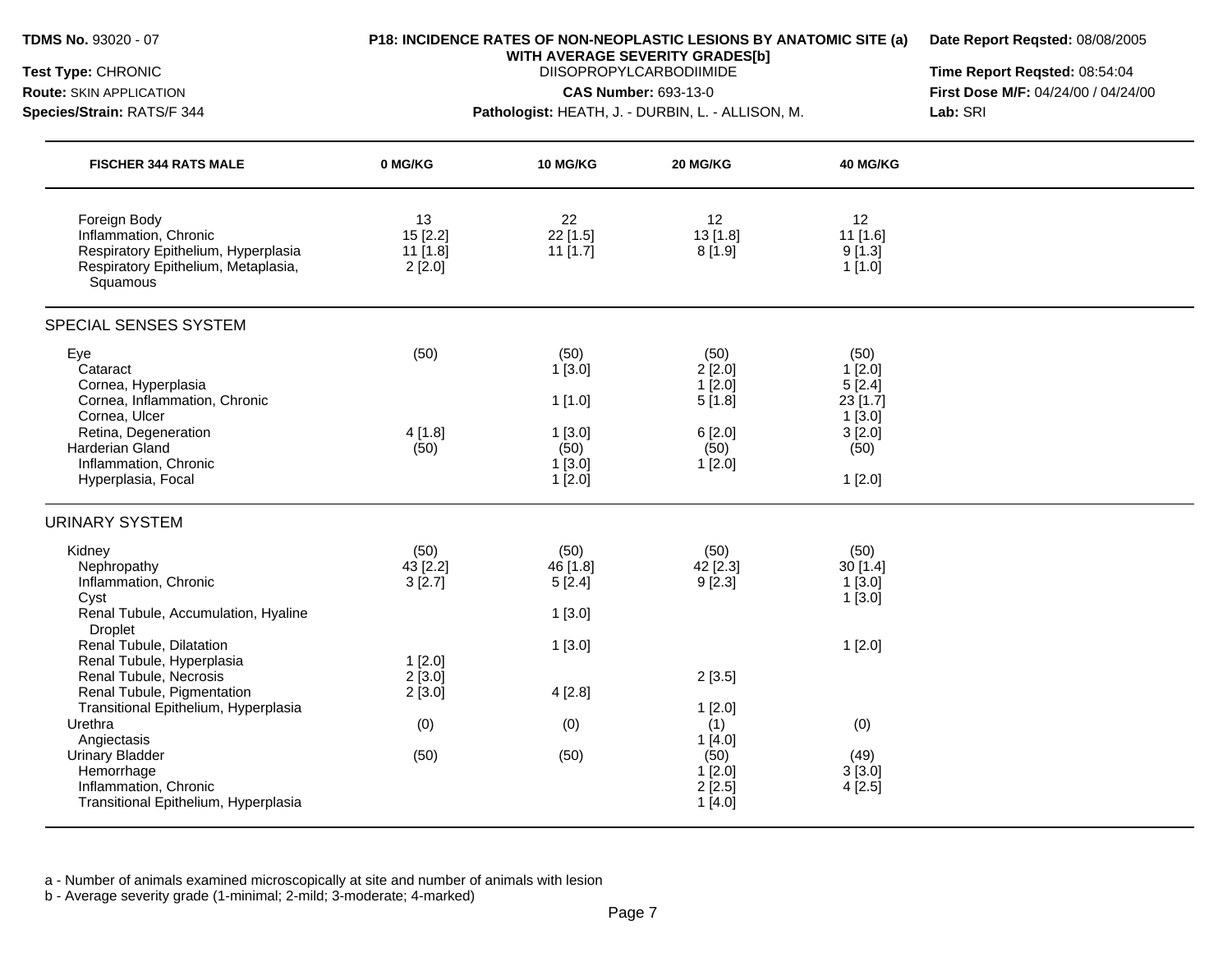**TDMS No.** 93020 - 07
**Test Type:** CHRONIC
**Route:** SKIN APPLICATION
**Species/Strain:** RATS/F 344

**P18: INCIDENCE RATES OF NON-NEOPLASTIC LESIONS BY ANATOMIC SITE (a) WITH AVERAGE SEVERITY GRADES[b]**
DIISOPROPYLCARBODIIMIDE
**CAS Number:** 693-13-0
**Pathologist:** HEATH, J. - DURBIN, L. - ALLISON, M.

**Date Report Reqsted:** 08/08/2005
**Time Report Reqsted:** 08:54:04
**First Dose M/F:** 04/24/00 / 04/24/00
**Lab:** SRI

| FISCHER 344 RATS MALE | 0 MG/KG | 10 MG/KG | 20 MG/KG | 40 MG/KG |
|---|---|---|---|---|
| Foreign Body | 13 | 22 | 12 | 12 |
| Inflammation, Chronic | 15 [2.2] | 22 [1.5] | 13 [1.8] | 11 [1.6] |
| Respiratory Epithelium, Hyperplasia | 11 [1.8] | 11 [1.7] | 8 [1.9] | 9 [1.3] |
| Respiratory Epithelium, Metaplasia, Squamous | 2 [2.0] | | | 1 [1.0] |
| **SPECIAL SENSES SYSTEM** | | | | |
| Eye | (50) | (50) | (50) | (50) |
| Cataract | | 1 [3.0] | 2 [2.0] | 1 [2.0] |
| Cornea, Hyperplasia | | | 1 [2.0] | 5 [2.4] |
| Cornea, Inflammation, Chronic | | 1 [1.0] | 5 [1.8] | 23 [1.7] |
| Cornea, Ulcer | | | | 1 [3.0] |
| Retina, Degeneration | 4 [1.8] | 1 [3.0] | 6 [2.0] | 3 [2.0] |
| Harderian Gland | (50) | (50) | (50) | (50) |
| Inflammation, Chronic | | 1 [3.0] | 1 [2.0] | |
| Hyperplasia, Focal | | 1 [2.0] | | 1 [2.0] |
| **URINARY SYSTEM** | | | | |
| Kidney | (50) | (50) | (50) | (50) |
| Nephropathy | 43 [2.2] | 46 [1.8] | 42 [2.3] | 30 [1.4] |
| Inflammation, Chronic | 3 [2.7] | 5 [2.4] | 9 [2.3] | 1 [3.0] |
| Cyst | | | | 1 [3.0] |
| Renal Tubule, Accumulation, Hyaline Droplet | | 1 [3.0] | | |
| Renal Tubule, Dilatation | | 1 [3.0] | | 1 [2.0] |
| Renal Tubule, Hyperplasia | 1 [2.0] | | | |
| Renal Tubule, Necrosis | 2 [3.0] | | 2 [3.5] | |
| Renal Tubule, Pigmentation | 2 [3.0] | 4 [2.8] | | |
| Transitional Epithelium, Hyperplasia | | | 1 [2.0] | |
| Urethra | (0) | (0) | (1) | (0) |
| Angiectasis | | | 1 [4.0] | |
| Urinary Bladder | (50) | (50) | (50) | (49) |
| Hemorrhage | | | 1 [2.0] | 3 [3.0] |
| Inflammation, Chronic | | | 2 [2.5] | 4 [2.5] |
| Transitional Epithelium, Hyperplasia | | | 1 [4.0] | |

a - Number of animals examined microscopically at site and number of animals with lesion
b - Average severity grade (1-minimal; 2-mild; 3-moderate; 4-marked)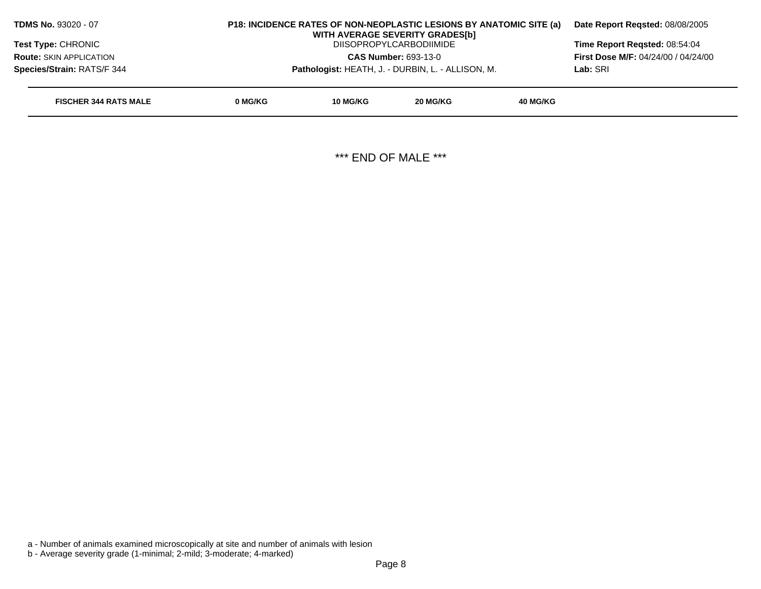**TDMS No.** 93020 - 07
**Test Type:** CHRONIC
**Route:** SKIN APPLICATION
**Species/Strain:** RATS/F 344

**P18: INCIDENCE RATES OF NON-NEOPLASTIC LESIONS BY ANATOMIC SITE (a) WITH AVERAGE SEVERITY GRADES[b]**
DIISOPROPYLCARBODIIMIDE
**CAS Number:** 693-13-0
**Pathologist:** HEATH, J. - DURBIN, L. - ALLISON, M.

**Date Report Reqsted:** 08/08/2005
**Time Report Reqsted:** 08:54:04
**First Dose M/F:** 04/24/00 / 04/24/00
**Lab:** SRI

| FISCHER 344 RATS MALE | 0 MG/KG | 10 MG/KG | 20 MG/KG | 40 MG/KG |
|---|---|---|---|---|

*** END OF MALE ***

a - Number of animals examined microscopically at site and number of animals with lesion
b - Average severity grade (1-minimal; 2-mild; 3-moderate; 4-marked)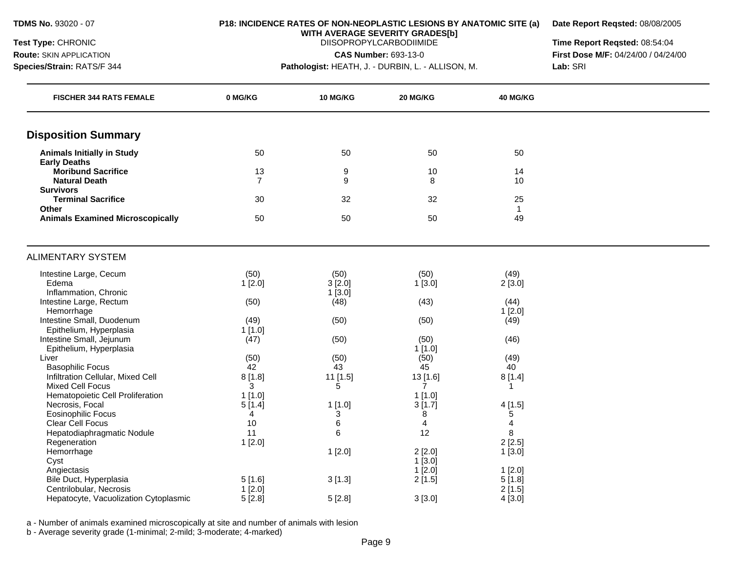**TDMS No.** 93020 - 07
**Test Type:** CHRONIC
**Route:** SKIN APPLICATION
**Species/Strain:** RATS/F 344

**P18: INCIDENCE RATES OF NON-NEOPLASTIC LESIONS BY ANATOMIC SITE (a) WITH AVERAGE SEVERITY GRADES[b]**
DIISOPROPYLCARBODIIMIDE
**CAS Number:** 693-13-0
**Pathologist:** HEATH, J. - DURBIN, L. - ALLISON, M.

**Date Report Reqsted:** 08/08/2005
**Time Report Reqsted:** 08:54:04
**First Dose M/F:** 04/24/00 / 04/24/00
**Lab:** SRI

| FISCHER 344 RATS FEMALE | 0 MG/KG | 10 MG/KG | 20 MG/KG | 40 MG/KG |
|---|---|---|---|---|
| **Disposition Summary** | | | | |
| **Animals Initially in Study** | 50 | 50 | 50 | 50 |
| **Early Deaths** | | | | |
| **Moribund Sacrifice** | 13 | 9 | 10 | 14 |
| **Natural Death** | 7 | 9 | 8 | 10 |
| **Survivors** | | | | |
| **Terminal Sacrifice** | 30 | 32 | 32 | 25 |
| **Other** | | | | 1 |
| **Animals Examined Microscopically** | 50 | 50 | 50 | 49 |
| ALIMENTARY SYSTEM | | | | |
| Intestine Large, Cecum | (50) | (50) | (50) | (49) |
| Edema | 1 [2.0] | 3 [2.0] | 1 [3.0] | 2 [3.0] |
| Inflammation, Chronic | | 1 [3.0] | | |
| Intestine Large, Rectum | (50) | (48) | (43) | (44) |
| Hemorrhage | | | | 1 [2.0] |
| Intestine Small, Duodenum | (49) | (50) | (50) | (49) |
| Epithelium, Hyperplasia | 1 [1.0] | | | |
| Intestine Small, Jejunum | (47) | (50) | (50) | (46) |
| Epithelium, Hyperplasia | | | 1 [1.0] | |
| Liver | (50) | (50) | (50) | (49) |
| Basophilic Focus | 42 | 43 | 45 | 40 |
| Infiltration Cellular, Mixed Cell | 8 [1.8] | 11 [1.5] | 13 [1.6] | 8 [1.4] |
| Mixed Cell Focus | 3 | 5 | 7 | 1 |
| Hematopoietic Cell Proliferation | 1 [1.0] | | 1 [1.0] | |
| Necrosis, Focal | 5 [1.4] | 1 [1.0] | 3 [1.7] | 4 [1.5] |
| Eosinophilic Focus | 4 | 3 | 8 | 5 |
| Clear Cell Focus | 10 | 6 | 4 | 4 |
| Hepatodiaphragmatic Nodule | 11 | 6 | 12 | 8 |
| Regeneration | 1 [2.0] | | | 2 [2.5] |
| Hemorrhage | | 1 [2.0] | 2 [2.0] | 1 [3.0] |
| Cyst | | | 1 [3.0] | |
| Angiectasis | | | 1 [2.0] | 1 [2.0] |
| Bile Duct, Hyperplasia | 5 [1.6] | 3 [1.3] | 2 [1.5] | 5 [1.8] |
| Centrilobular, Necrosis | 1 [2.0] | | | 2 [1.5] |
| Hepatocyte, Vacuolization Cytoplasmic | 5 [2.8] | 5 [2.8] | 3 [3.0] | 4 [3.0] |

a - Number of animals examined microscopically at site and number of animals with lesion
b - Average severity grade (1-minimal; 2-mild; 3-moderate; 4-marked)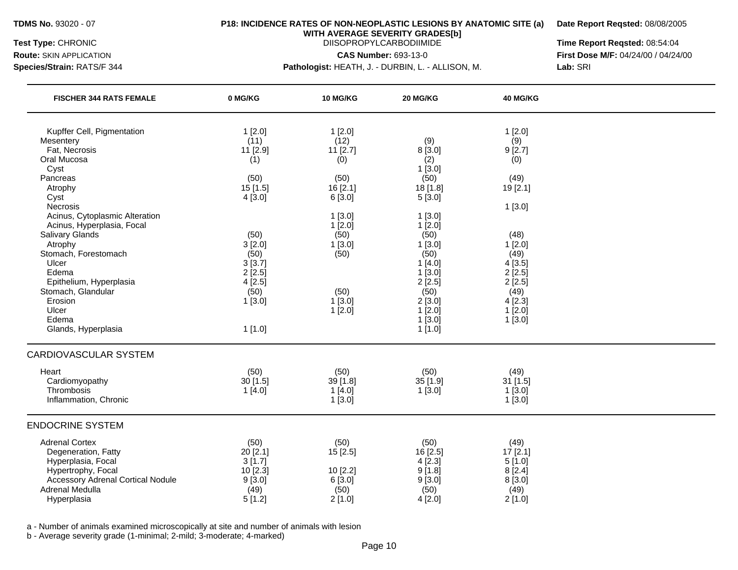**TDMS No.** 93020 - 07
**Test Type:** CHRONIC
**Route:** SKIN APPLICATION
**Species/Strain:** RATS/F 344

**P18: INCIDENCE RATES OF NON-NEOPLASTIC LESIONS BY ANATOMIC SITE (a) WITH AVERAGE SEVERITY GRADES[b]**
DIISOPROPYLCARBODIIMIDE
**CAS Number:** 693-13-0
**Pathologist:** HEATH, J. - DURBIN, L. - ALLISON, M.

**Date Report Reqsted:** 08/08/2005
**Time Report Reqsted:** 08:54:04
**First Dose M/F:** 04/24/00 / 04/24/00
**Lab:** SRI

| FISCHER 344 RATS FEMALE | 0 MG/KG | 10 MG/KG | 20 MG/KG | 40 MG/KG |
|---|---|---|---|---|
| Kupffer Cell, Pigmentation | 1 [2.0] | 1 [2.0] | | 1 [2.0] |
| Mesentery | (11) | (12) | (9) | (9) |
| Fat, Necrosis | 11 [2.9] | 11 [2.7] | 8 [3.0] | 9 [2.7] |
| Oral Mucosa | (1) | (0) | (2) | (0) |
| Cyst | | | 1 [3.0] | |
| Pancreas | (50) | (50) | (50) | (49) |
| Atrophy | 15 [1.5] | 16 [2.1] | 18 [1.8] | 19 [2.1] |
| Cyst | 4 [3.0] | 6 [3.0] | 5 [3.0] | |
| Necrosis | | | | 1 [3.0] |
| Acinus, Cytoplasmic Alteration | | 1 [3.0] | 1 [3.0] | |
| Acinus, Hyperplasia, Focal | | 1 [2.0] | 1 [2.0] | |
| Salivary Glands | (50) | (50) | (50) | (48) |
| Atrophy | 3 [2.0] | 1 [3.0] | 1 [3.0] | 1 [2.0] |
| Stomach, Forestomach | (50) | (50) | (50) | (49) |
| Ulcer | 3 [3.7] | | 1 [4.0] | 4 [3.5] |
| Edema | 2 [2.5] | | 1 [3.0] | 2 [2.5] |
| Epithelium, Hyperplasia | 4 [2.5] | | 2 [2.5] | 2 [2.5] |
| Stomach, Glandular | (50) | (50) | (50) | (49) |
| Erosion | 1 [3.0] | 1 [3.0] | 2 [3.0] | 4 [2.3] |
| Ulcer | | 1 [2.0] | 1 [2.0] | 1 [2.0] |
| Edema | | | 1 [3.0] | 1 [3.0] |
| Glands, Hyperplasia | 1 [1.0] | | 1 [1.0] | |
| **CARDIOVASCULAR SYSTEM** | | | | |
| Heart | (50) | (50) | (50) | (49) |
| Cardiomyopathy | 30 [1.5] | 39 [1.8] | 35 [1.9] | 31 [1.5] |
| Thrombosis | 1 [4.0] | 1 [4.0] | 1 [3.0] | 1 [3.0] |
| Inflammation, Chronic | | 1 [3.0] | | 1 [3.0] |
| **ENDOCRINE SYSTEM** | | | | |
| Adrenal Cortex | (50) | (50) | (50) | (49) |
| Degeneration, Fatty | 20 [2.1] | 15 [2.5] | 16 [2.5] | 17 [2.1] |
| Hyperplasia, Focal | 3 [1.7] | | 4 [2.3] | 5 [1.0] |
| Hypertrophy, Focal | 10 [2.3] | 10 [2.2] | 9 [1.8] | 8 [2.4] |
| Accessory Adrenal Cortical Nodule | 9 [3.0] | 6 [3.0] | 9 [3.0] | 8 [3.0] |
| Adrenal Medulla | (49) | (50) | (50) | (49) |
| Hyperplasia | 5 [1.2] | 2 [1.0] | 4 [2.0] | 2 [1.0] |

a - Number of animals examined microscopically at site and number of animals with lesion
b - Average severity grade (1-minimal; 2-mild; 3-moderate; 4-marked)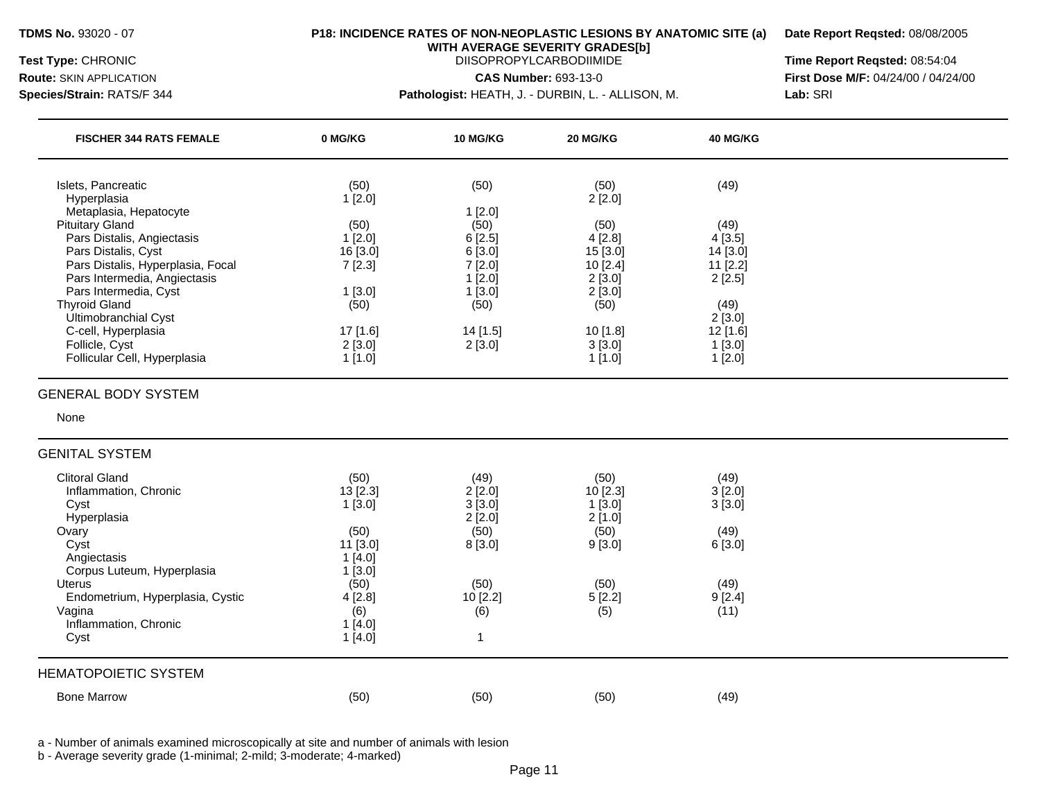**TDMS No.** 93020 - 07
**Test Type:** CHRONIC
**Route:** SKIN APPLICATION
**Species/Strain:** RATS/F 344

**P18: INCIDENCE RATES OF NON-NEOPLASTIC LESIONS BY ANATOMIC SITE (a) WITH AVERAGE SEVERITY GRADES[b]**
DIISOPROPYLCARBODIIMIDE
**CAS Number:** 693-13-0
**Pathologist:** HEATH, J. - DURBIN, L. - ALLISON, M.

**Date Report Reqsted:** 08/08/2005
**Time Report Reqsted:** 08:54:04
**First Dose M/F:** 04/24/00 / 04/24/00
**Lab:** SRI

| FISCHER 344 RATS FEMALE | 0 MG/KG | 10 MG/KG | 20 MG/KG | 40 MG/KG |
|---|---|---|---|---|
| Islets, Pancreatic | (50) | (50) | (50) | (49) |
| Hyperplasia | 1 [2.0] | | 2 [2.0] | |
| Metaplasia, Hepatocyte | | 1 [2.0] | | |
| Pituitary Gland | (50) | (50) | (50) | (49) |
| Pars Distalis, Angiectasis | 1 [2.0] | 6 [2.5] | 4 [2.8] | 4 [3.5] |
| Pars Distalis, Cyst | 16 [3.0] | 6 [3.0] | 15 [3.0] | 14 [3.0] |
| Pars Distalis, Hyperplasia, Focal | 7 [2.3] | 7 [2.0] | 10 [2.4] | 11 [2.2] |
| Pars Intermedia, Angiectasis | | 1 [2.0] | 2 [3.0] | 2 [2.5] |
| Pars Intermedia, Cyst | 1 [3.0] | 1 [3.0] | 2 [3.0] | |
| Thyroid Gland | (50) | (50) | (50) | (49) |
| Ultimobranchial Cyst | | | | 2 [3.0] |
| C-cell, Hyperplasia | 17 [1.6] | 14 [1.5] | 10 [1.8] | 12 [1.6] |
| Follicle, Cyst | 2 [3.0] | 2 [3.0] | 3 [3.0] | 1 [3.0] |
| Follicular Cell, Hyperplasia | 1 [1.0] | | 1 [1.0] | 1 [2.0] |
| **GENERAL BODY SYSTEM** | | | | |
| None | | | | |
| **GENITAL SYSTEM** | | | | |
| Clitoral Gland | (50) | (49) | (50) | (49) |
| Inflammation, Chronic | 13 [2.3] | 2 [2.0] | 10 [2.3] | 3 [2.0] |
| Cyst | 1 [3.0] | 3 [3.0] | 1 [3.0] | 3 [3.0] |
| Hyperplasia | | 2 [2.0] | 2 [1.0] | |
| Ovary | (50) | (50) | (50) | (49) |
| Cyst | 11 [3.0] | 8 [3.0] | 9 [3.0] | 6 [3.0] |
| Angiectasis | 1 [4.0] | | | |
| Corpus Luteum, Hyperplasia | 1 [3.0] | | | |
| Uterus | (50) | (50) | (50) | (49) |
| Endometrium, Hyperplasia, Cystic | 4 [2.8] | 10 [2.2] | 5 [2.2] | 9 [2.4] |
| Vagina | (6) | (6) | (5) | (11) |
| Inflammation, Chronic | 1 [4.0] | | | |
| Cyst | 1 [4.0] | 1 | | |
| **HEMATOPOIETIC SYSTEM** | | | | |
| Bone Marrow | (50) | (50) | (50) | (49) |

a - Number of animals examined microscopically at site and number of animals with lesion
b - Average severity grade (1-minimal; 2-mild; 3-moderate; 4-marked)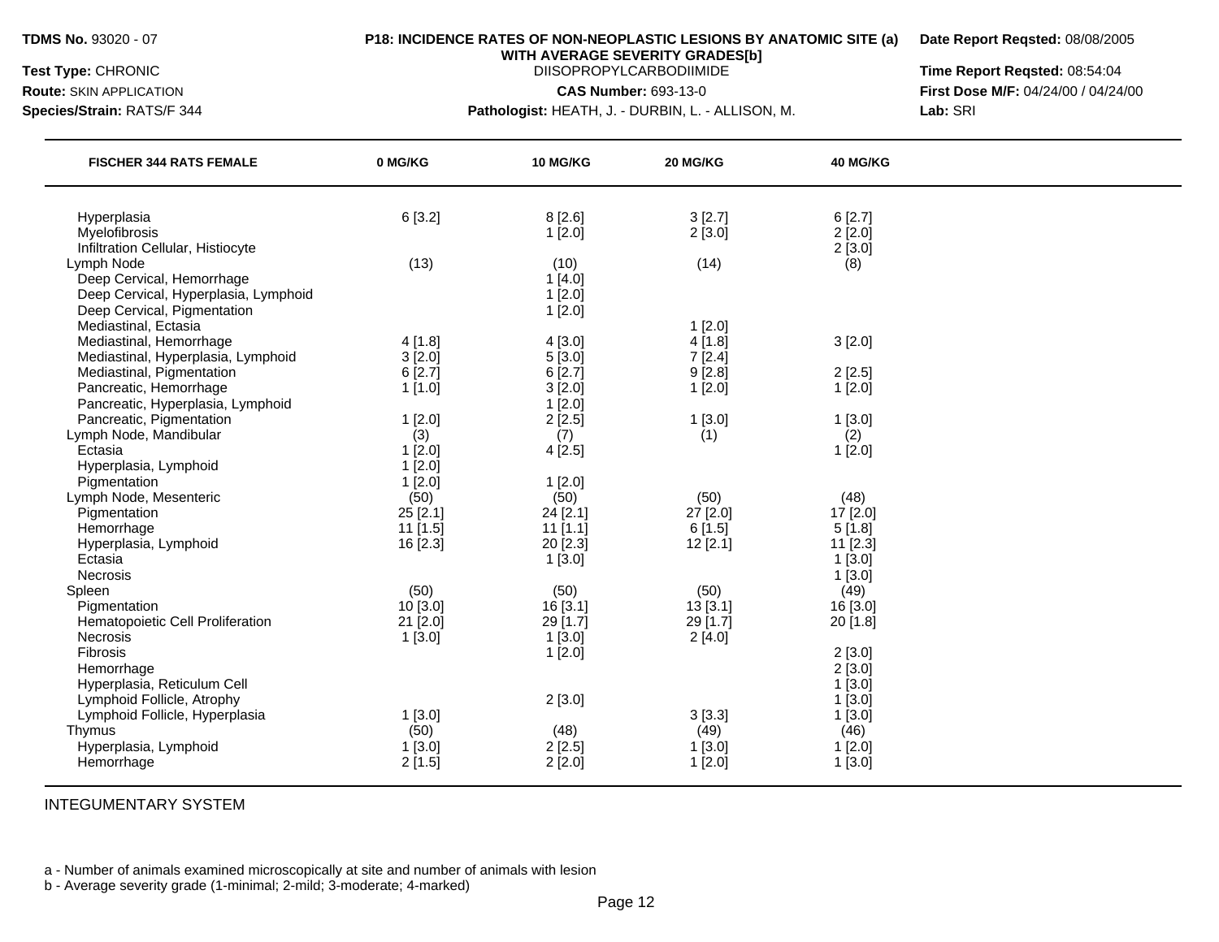**TDMS No.** 93020 - 07
**Test Type:** CHRONIC
**Route:** SKIN APPLICATION
**Species/Strain:** RATS/F 344

**P18: INCIDENCE RATES OF NON-NEOPLASTIC LESIONS BY ANATOMIC SITE (a) WITH AVERAGE SEVERITY GRADES[b]**
DIISOPROPYLCARBODIIMIDE
**CAS Number:** 693-13-0
**Pathologist:** HEATH, J. - DURBIN, L. - ALLISON, M.

**Date Report Reqsted:** 08/08/2005
**Time Report Reqsted:** 08:54:04
**First Dose M/F:** 04/24/00 / 04/24/00
**Lab:** SRI

| FISCHER 344 RATS FEMALE | 0 MG/KG | 10 MG/KG | 20 MG/KG | 40 MG/KG |
|---|---|---|---|---|
| Hyperplasia | 6 [3.2] | 8 [2.6] | 3 [2.7] | 6 [2.7] |
| Myelofibrosis | | 1 [2.0] | 2 [3.0] | 2 [2.0] |
| Infiltration Cellular, Histiocyte | | | | 2 [3.0] |
| Lymph Node | (13) | (10) | (14) | (8) |
| Deep Cervical, Hemorrhage | | 1 [4.0] | | |
| Deep Cervical, Hyperplasia, Lymphoid | | 1 [2.0] | | |
| Deep Cervical, Pigmentation | | 1 [2.0] | | |
| Mediastinal, Ectasia | | | 1 [2.0] | |
| Mediastinal, Hemorrhage | 4 [1.8] | 4 [3.0] | 4 [1.8] | 3 [2.0] |
| Mediastinal, Hyperplasia, Lymphoid | 3 [2.0] | 5 [3.0] | 7 [2.4] | |
| Mediastinal, Pigmentation | 6 [2.7] | 6 [2.7] | 9 [2.8] | 2 [2.5] |
| Pancreatic, Hemorrhage | 1 [1.0] | 3 [2.0] | 1 [2.0] | 1 [2.0] |
| Pancreatic, Hyperplasia, Lymphoid | | 1 [2.0] | | |
| Pancreatic, Pigmentation | 1 [2.0] | 2 [2.5] | 1 [3.0] | 1 [3.0] |
| Lymph Node, Mandibular | (3) | (7) | (1) | (2) |
| Ectasia | 1 [2.0] | 4 [2.5] | | 1 [2.0] |
| Hyperplasia, Lymphoid | 1 [2.0] | | | |
| Pigmentation | 1 [2.0] | 1 [2.0] | | |
| Lymph Node, Mesenteric | (50) | (50) | (50) | (48) |
| Pigmentation | 25 [2.1] | 24 [2.1] | 27 [2.0] | 17 [2.0] |
| Hemorrhage | 11 [1.5] | 11 [1.1] | 6 [1.5] | 5 [1.8] |
| Hyperplasia, Lymphoid | 16 [2.3] | 20 [2.3] | 12 [2.1] | 11 [2.3] |
| Ectasia | | 1 [3.0] | | 1 [3.0] |
| Necrosis | | | | 1 [3.0] |
| Spleen | (50) | (50) | (50) | (49) |
| Pigmentation | 10 [3.0] | 16 [3.1] | 13 [3.1] | 16 [3.0] |
| Hematopoietic Cell Proliferation | 21 [2.0] | 29 [1.7] | 29 [1.7] | 20 [1.8] |
| Necrosis | 1 [3.0] | 1 [3.0] | 2 [4.0] | |
| Fibrosis | | 1 [2.0] | | 2 [3.0] |
| Hemorrhage | | | | 2 [3.0] |
| Hyperplasia, Reticulum Cell | | | | 1 [3.0] |
| Lymphoid Follicle, Atrophy | | 2 [3.0] | | 1 [3.0] |
| Lymphoid Follicle, Hyperplasia | 1 [3.0] | | 3 [3.3] | 1 [3.0] |
| Thymus | (50) | (48) | (49) | (46) |
| Hyperplasia, Lymphoid | 1 [3.0] | 2 [2.5] | 1 [3.0] | 1 [2.0] |
| Hemorrhage | 2 [1.5] | 2 [2.0] | 1 [2.0] | 1 [3.0] |

INTEGUMENTARY SYSTEM

a - Number of animals examined microscopically at site and number of animals with lesion
b - Average severity grade (1-minimal; 2-mild; 3-moderate; 4-marked)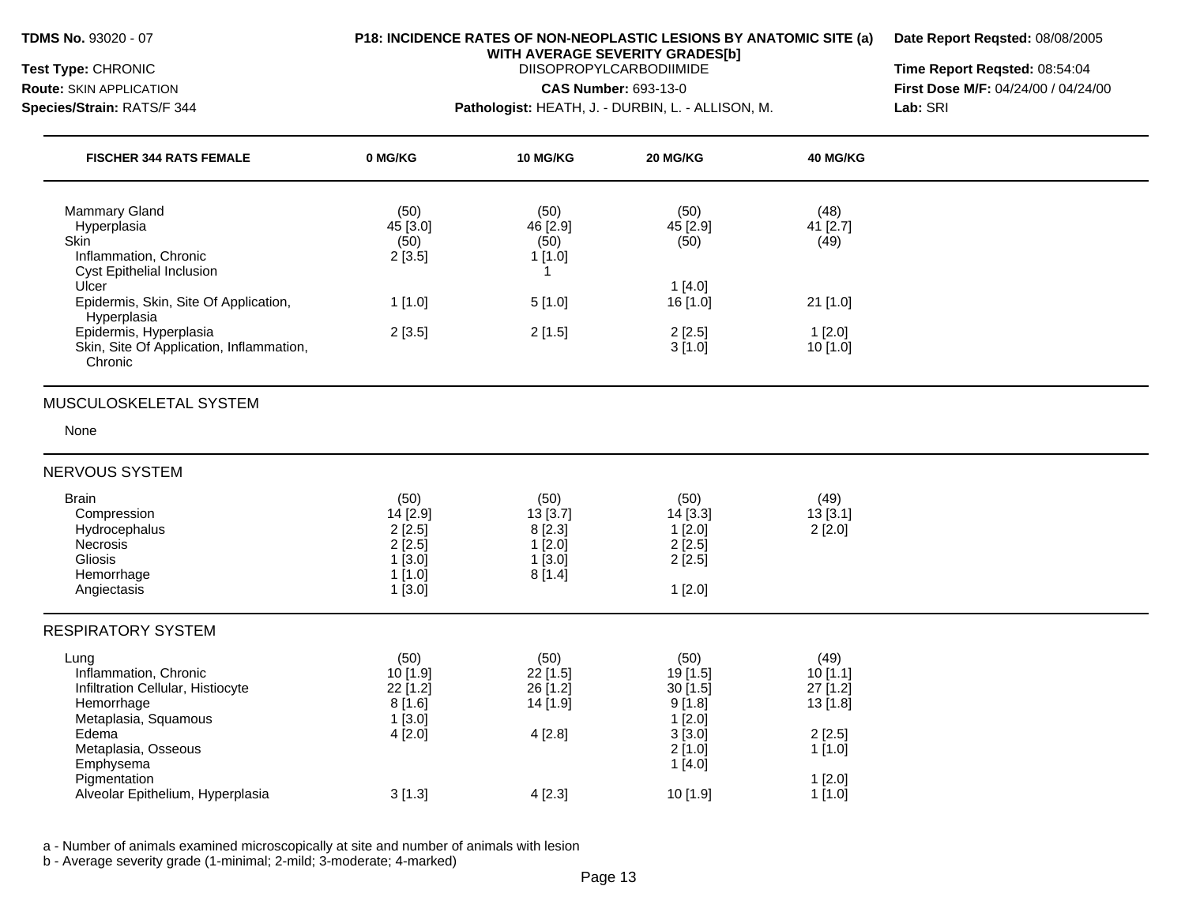**TDMS No.** 93020 - 07
**Test Type:** CHRONIC
**Route:** SKIN APPLICATION
**Species/Strain:** RATS/F 344

**P18: INCIDENCE RATES OF NON-NEOPLASTIC LESIONS BY ANATOMIC SITE (a) WITH AVERAGE SEVERITY GRADES[b]**
DIISOPROPYLCARBODIIMIDE
**CAS Number:** 693-13-0
**Pathologist:** HEATH, J. - DURBIN, L. - ALLISON, M.

**Date Report Reqsted:** 08/08/2005
**Time Report Reqsted:** 08:54:04
**First Dose M/F:** 04/24/00 / 04/24/00
**Lab:** SRI

| FISCHER 344 RATS FEMALE | 0 MG/KG | 10 MG/KG | 20 MG/KG | 40 MG/KG |
|---|---|---|---|---|
| Mammary Gland | (50) | (50) | (50) | (48) |
| Hyperplasia | 45 [3.0] | 46 [2.9] | 45 [2.9] | 41 [2.7] |
| Skin | (50) | (50) | (50) | (49) |
| Inflammation, Chronic | 2 [3.5] | 1 [1.0] | | |
| Cyst Epithelial Inclusion | | 1 | | |
| Ulcer | | | 1 [4.0] | |
| Epidermis, Skin, Site Of Application, Hyperplasia | 1 [1.0] | 5 [1.0] | 16 [1.0] | 21 [1.0] |
| Epidermis, Hyperplasia | 2 [3.5] | 2 [1.5] | 2 [2.5] | 1 [2.0] |
| Skin, Site Of Application, Inflammation, Chronic | | | 3 [1.0] | 10 [1.0] |
| **MUSCULOSKELETAL SYSTEM** | | | | |
| None | | | | |
| **NERVOUS SYSTEM** | | | | |
| Brain | (50) | (50) | (50) | (49) |
| Compression | 14 [2.9] | 13 [3.7] | 14 [3.3] | 13 [3.1] |
| Hydrocephalus | 2 [2.5] | 8 [2.3] | 1 [2.0] | 2 [2.0] |
| Necrosis | 2 [2.5] | 1 [2.0] | 2 [2.5] | |
| Gliosis | 1 [3.0] | 1 [3.0] | 2 [2.5] | |
| Hemorrhage | 1 [1.0] | 8 [1.4] | | |
| Angiectasis | 1 [3.0] | | 1 [2.0] | |
| **RESPIRATORY SYSTEM** | | | | |
| Lung | (50) | (50) | (50) | (49) |
| Inflammation, Chronic | 10 [1.9] | 22 [1.5] | 19 [1.5] | 10 [1.1] |
| Infiltration Cellular, Histiocyte | 22 [1.2] | 26 [1.2] | 30 [1.5] | 27 [1.2] |
| Hemorrhage | 8 [1.6] | 14 [1.9] | 9 [1.8] | 13 [1.8] |
| Metaplasia, Squamous | 1 [3.0] | | 1 [2.0] | |
| Edema | 4 [2.0] | 4 [2.8] | 3 [3.0] | 2 [2.5] |
| Metaplasia, Osseous | | | 2 [1.0] | 1 [1.0] |
| Emphysema | | | 1 [4.0] | |
| Pigmentation | | | | 1 [2.0] |
| Alveolar Epithelium, Hyperplasia | 3 [1.3] | 4 [2.3] | 10 [1.9] | 1 [1.0] |

a - Number of animals examined microscopically at site and number of animals with lesion
b - Average severity grade (1-minimal; 2-mild; 3-moderate; 4-marked)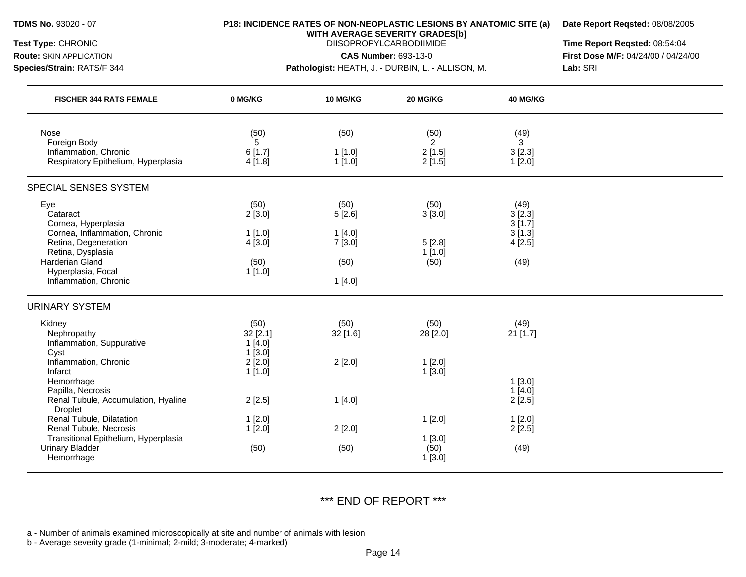**TDMS No.** 93020 - 07
**Test Type:** CHRONIC
**Route:** SKIN APPLICATION
**Species/Strain:** RATS/F 344

**P18: INCIDENCE RATES OF NON-NEOPLASTIC LESIONS BY ANATOMIC SITE (a) WITH AVERAGE SEVERITY GRADES[b]**
DIISOPROPYLCARBODIIMIDE
**CAS Number:** 693-13-0
**Pathologist:** HEATH, J. - DURBIN, L. - ALLISON, M.

**Date Report Reqsted:** 08/08/2005
**Time Report Reqsted:** 08:54:04
**First Dose M/F:** 04/24/00 / 04/24/00
**Lab:** SRI

| FISCHER 344 RATS FEMALE | 0 MG/KG | 10 MG/KG | 20 MG/KG | 40 MG/KG |
|---|---|---|---|---|
| Nose | (50) | (50) | (50) | (49) |
| Foreign Body | 5 | | 2 | 3 |
| Inflammation, Chronic | 6 [1.7] | 1 [1.0] | 2 [1.5] | 3 [2.3] |
| Respiratory Epithelium, Hyperplasia | 4 [1.8] | 1 [1.0] | 2 [1.5] | 1 [2.0] |
| **SPECIAL SENSES SYSTEM** | | | | |
| Eye | (50) | (50) | (50) | (49) |
| Cataract | 2 [3.0] | 5 [2.6] | 3 [3.0] | 3 [2.3] |
| Cornea, Hyperplasia | | | | 3 [1.7] |
| Cornea, Inflammation, Chronic | 1 [1.0] | 1 [4.0] | | 3 [1.3] |
| Retina, Degeneration | 4 [3.0] | 7 [3.0] | 5 [2.8] | 4 [2.5] |
| Retina, Dysplasia | | | 1 [1.0] | |
| Harderian Gland | (50) | (50) | (50) | (49) |
| Hyperplasia, Focal | 1 [1.0] | | | |
| Inflammation, Chronic | | 1 [4.0] | | |
| **URINARY SYSTEM** | | | | |
| Kidney | (50) | (50) | (50) | (49) |
| Nephropathy | 32 [2.1] | 32 [1.6] | 28 [2.0] | 21 [1.7] |
| Inflammation, Suppurative | 1 [4.0] | | | |
| Cyst | 1 [3.0] | | | |
| Inflammation, Chronic | 2 [2.0] | 2 [2.0] | 1 [2.0] | |
| Infarct | 1 [1.0] | | 1 [3.0] | |
| Hemorrhage | | | | 1 [3.0] |
| Papilla, Necrosis | | | | 1 [4.0] |
| Renal Tubule, Accumulation, Hyaline Droplet | 2 [2.5] | 1 [4.0] | | 2 [2.5] |
| Renal Tubule, Dilatation | 1 [2.0] | | 1 [2.0] | 1 [2.0] |
| Renal Tubule, Necrosis | 1 [2.0] | 2 [2.0] | | 2 [2.5] |
| Transitional Epithelium, Hyperplasia | | | 1 [3.0] | |
| Urinary Bladder | (50) | (50) | (50) | (49) |
| Hemorrhage | | | 1 [3.0] | |

\*\*\* END OF REPORT \*\*\*

a - Number of animals examined microscopically at site and number of animals with lesion
b - Average severity grade (1-minimal; 2-mild; 3-moderate; 4-marked)